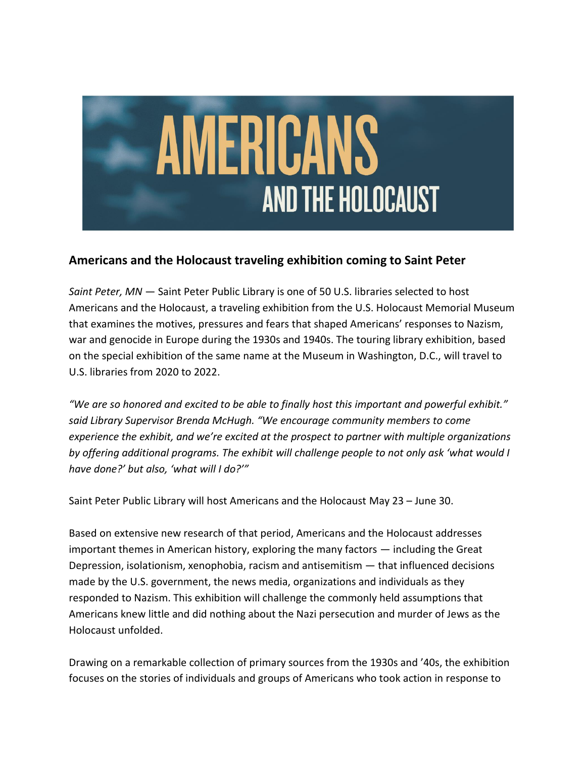# AMERICANS AND THE HOLOCAUST

## Americans and the Holocaust traveling exhibition coming to Saint Peter

*Saint Peter, MN* — Saint Peter Public Library is one of 50 U.S. libraries selected to host Americans and the Holocaust, a traveling exhibition from the U.S. Holocaust Memorial Museum that examines the motives, pressures and fears that shaped Americans' responses to Nazism, war and genocide in Europe during the 1930s and 1940s. The touring library exhibition, based on the special exhibition of the same name at the Museum in Washington, D.C., will travel to U.S. libraries from 2020 to 2022.

*"We are so honored and excited to be able to finally host this important and powerful exhibit." said Library Supervisor Brenda McHugh. "We encourage community members to come experience the exhibit, and we're excited at the prospect to partner with multiple organizations by offering additional programs. The exhibit will challenge people to not only ask 'what would I have done?' but also, 'what will I do?'"*

Saint Peter Public Library will host Americans and the Holocaust May 23 – June 30.

Based on extensive new research of that period, Americans and the Holocaust addresses important themes in American history, exploring the many factors — including the Great Depression, isolationism, xenophobia, racism and antisemitism — that influenced decisions made by the U.S. government, the news media, organizations and individuals as they responded to Nazism. This exhibition will challenge the commonly held assumptions that Americans knew little and did nothing about the Nazi persecution and murder of Jews as the Holocaust unfolded.

Drawing on a remarkable collection of primary sources from the 1930s and '40s, the exhibition focuses on the stories of individuals and groups of Americans who took action in response to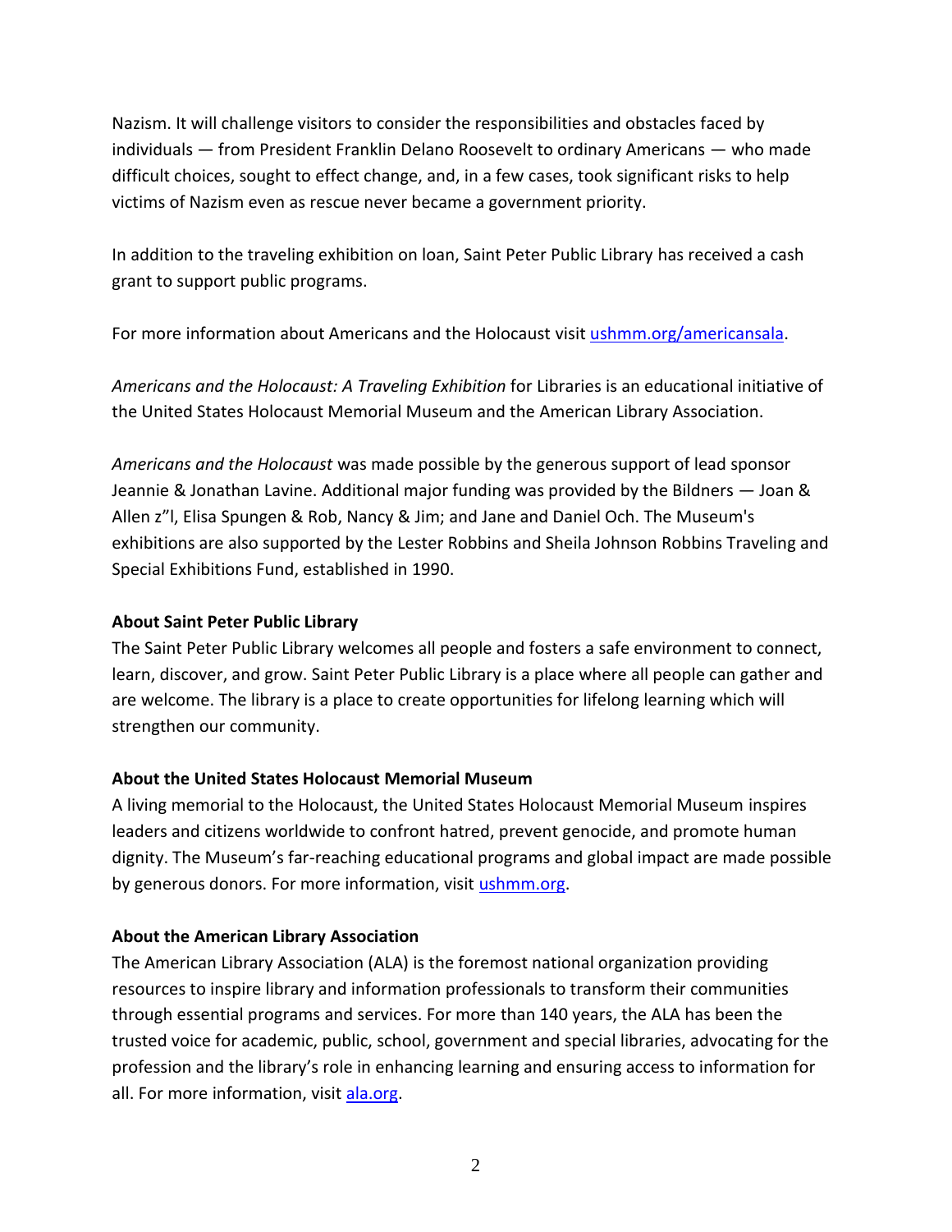Nazism. It will challenge visitors to consider the responsibilities and obstacles faced by individuals — from President Franklin Delano Roosevelt to ordinary Americans — who made difficult choices, sought to effect change, and, in a few cases, took significant risks to help victims of Nazism even as rescue never became a government priority.

In addition to the traveling exhibition on loan, Saint Peter Public Library has received a cash grant to support public programs.

For more information about Americans and the Holocaust visit [ushmm.org/americansala](ushmm.org/americansala).

*Americans and the Holocaust: A Traveling Exhibition* for Libraries is an educational initiative of the United States Holocaust Memorial Museum and the American Library Association.

*Americans and the Holocaust* was made possible by the generous support of lead sponsor Jeannie & Jonathan Lavine. Additional major funding was provided by the Bildners — Joan & Allen z"l, Elisa Spungen & Rob, Nancy & Jim; and Jane and Daniel Och. The Museum's exhibitions are also supported by the Lester Robbins and Sheila Johnson Robbins Traveling and Special Exhibitions Fund, established in 1990.

**About Saint Peter Public Library**

The Saint Peter Public Library welcomes all people and fosters a safe environment to connect, learn, discover, and grow. Saint Peter Public Library is a place where all people can gather and are welcome. The library is a place to create opportunities for lifelong learning which will strengthen our community.

**About the United States Holocaust Memorial Museum**

A living memorial to the Holocaust, the United States Holocaust Memorial Museum inspires leaders and citizens worldwide to confront hatred, prevent genocide, and promote human dignity. The Museum's far-reaching educational programs and global impact are made possible by generous donors. For more information, visit [ushmm.org](ushmm.org).

**About the American Library Association**

The American Library Association (ALA) is the foremost national organization providing resources to inspire library and information professionals to transform their communities through essential programs and services. For more than 140 years, the ALA has been the trusted voice for academic, public, school, government and special libraries, advocating for the profession and the library's role in enhancing learning and ensuring access to information for all. For more information, visit [ala.org](ala.org).